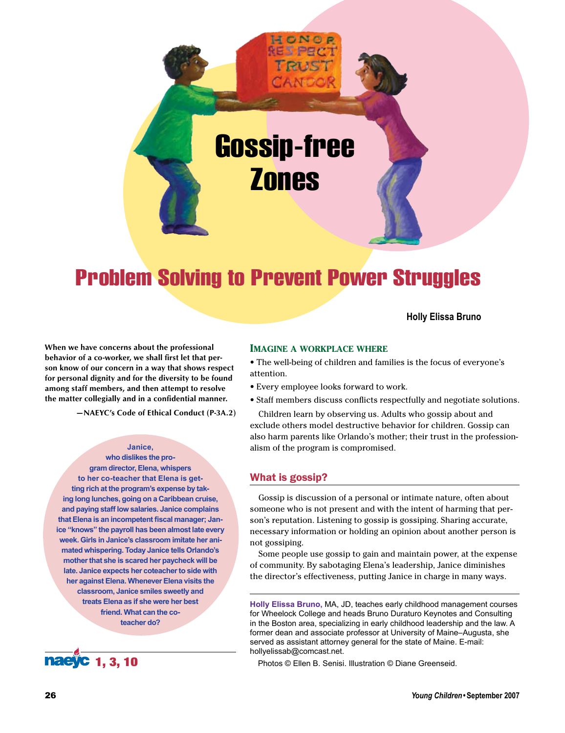# Gossip-free Zones

## Problem Solving to Prevent Power Struggles

**Holly Elissa Bruno**

**When we have concerns about the professional behavior of a co-worker, we shall first let that person know of our concern in a way that shows respect for personal dignity and for the diversity to be found among staff members, and then attempt to resolve the matter collegially and in a confidential manner.**

**—NAEYC's Code of Ethical Conduct (P-3A.2)**

**Janice, who dislikes the program director, Elena, whispers to her co-teacher that Elena is getting rich at the program's expense by taking long lunches, going on a Caribbean cruise, and paying staff low salaries. Janice complains that Elena is an incompetent fiscal manager; Janice "knows" the payroll has been almost late every week. Girls in Janice's classroom imitate her animated whispering. Today Janice tells Orlando's mother that she is scared her paycheck will be late. Janice expects her coteacher to side with her against Elena. Whenever Elena visits the classroom, Janice smiles sweetly and treats Elena as if she were her best friend. What can the co-teacher do?**

naeyc 1, 3, 10

### Imagine a workplace where

- The well-being of children and families is the focus of everyone's attention.
- Every employee looks forward to work.
- Staff members discuss conflicts respectfully and negotiate solutions.

Children learn by observing us. Adults who gossip about and exclude others model destructive behavior for children. Gossip can also harm parents like Orlando's mother; their trust in the professionalism of the program is compromised.

### What is gossip?

Gossip is discussion of a personal or intimate nature, often about someone who is not present and with the intent of harming that person's reputation. Listening to gossip is gossiping. Sharing accurate, necessary information or holding an opinion about another person is not gossiping.

Some people use gossip to gain and maintain power, at the expense of community. By sabotaging Elena's leadership, Janice diminishes the director's effectiveness, putting Janice in charge in many ways.

---

**Holly Elissa Bruno,** MA, JD, teaches early childhood management courses for Wheelock College and heads Bruno Duraturo Keynotes and Consulting in the Boston area, specializing in early childhood leadership and the law. A former dean and associate professor at University of Maine–Augusta, she served as assistant attorney general for the state of Maine. E-mail: hollyelissab@comcast.net.

Photos © Ellen B. Senisi. Illustration © Diane Greenseid.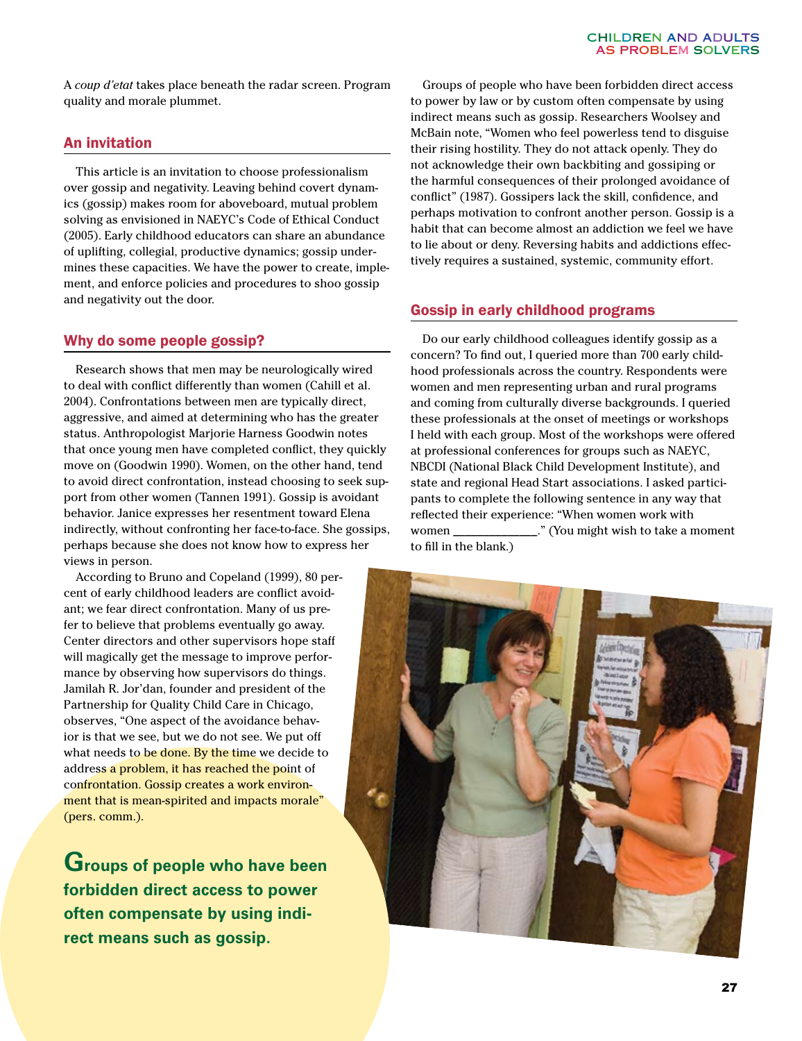A *coup d'etat* takes place beneath the radar screen. Program quality and morale plummet.

## An invitation

This article is an invitation to choose professionalism over gossip and negativity. Leaving behind covert dynamics (gossip) makes room for aboveboard, mutual problem solving as envisioned in NAEYC's Code of Ethical Conduct (2005). Early childhood educators can share an abundance of uplifting, collegial, productive dynamics; gossip undermines these capacities. We have the power to create, implement, and enforce policies and procedures to shoo gossip and negativity out the door.

## Why do some people gossip?

Research shows that men may be neurologically wired to deal with conflict differently than women (Cahill et al. 2004). Confrontations between men are typically direct, aggressive, and aimed at determining who has the greater status. Anthropologist Marjorie Harness Goodwin notes that once young men have completed conflict, they quickly move on (Goodwin 1990). Women, on the other hand, tend to avoid direct confrontation, instead choosing to seek support from other women (Tannen 1991). Gossip is avoidant behavior. Janice expresses her resentment toward Elena indirectly, without confronting her face-to-face. She gossips, perhaps because she does not know how to express her views in person.

According to Bruno and Copeland (1999), 80 percent of early childhood leaders are conflict avoidant; we fear direct confrontation. Many of us prefer to believe that problems eventually go away. Center directors and other supervisors hope staff will magically get the message to improve performance by observing how supervisors do things. Jamilah R. Jor'dan, founder and president of the Partnership for Quality Child Care in Chicago, observes, "One aspect of the avoidance behavior is that we see, but we do not see. We put off what needs to be done. By the time we decide to address a problem, it has reached the point of confrontation. Gossip creates a work environment that is mean-spirited and impacts morale" (pers. comm.).

**Groups of people who have been forbidden direct access to power often compensate by using indirect means such as gossip.**

Groups of people who have been forbidden direct access to power by law or by custom often compensate by using indirect means such as gossip. Researchers Woolsey and McBain note, "Women who feel powerless tend to disguise their rising hostility. They do not attack openly. They do not acknowledge their own backbiting and gossiping or the harmful consequences of their prolonged avoidance of conflict" (1987). Gossipers lack the skill, confidence, and perhaps motivation to confront another person. Gossip is a habit that can become almost an addiction we feel we have to lie about or deny. Reversing habits and addictions effectively requires a sustained, systemic, community effort.

## Gossip in early childhood programs

Do our early childhood colleagues identify gossip as a concern? To find out, I queried more than 700 early childhood professionals across the country. Respondents were women and men representing urban and rural programs and coming from culturally diverse backgrounds. I queried these professionals at the onset of meetings or workshops I held with each group. Most of the workshops were offered at professional conferences for groups such as NAEYC, NBCDI (National Black Child Development Institute), and state and regional Head Start associations. I asked participants to complete the following sentence in any way that reflected their experience: "When women work with women ______________." (You might wish to take a moment to fill in the blank.)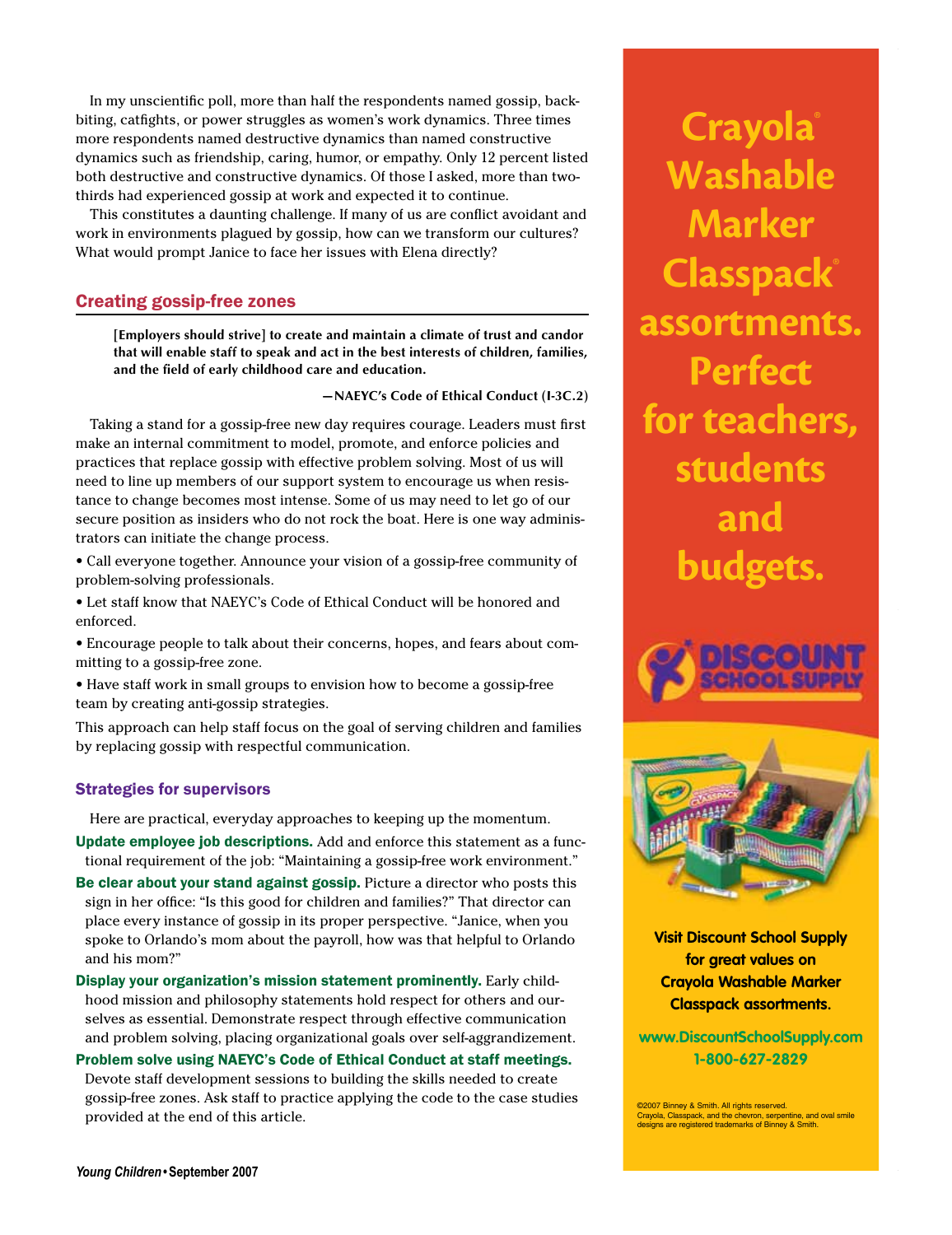In my unscientific poll, more than half the respondents named gossip, backbiting, catfights, or power struggles as women's work dynamics. Three times more respondents named destructive dynamics than named constructive dynamics such as friendship, caring, humor, or empathy. Only 12 percent listed both destructive and constructive dynamics. Of those I asked, more than two-thirds had experienced gossip at work and expected it to continue.

This constitutes a daunting challenge. If many of us are conflict avoidant and work in environments plagued by gossip, how can we transform our cultures? What would prompt Janice to face her issues with Elena directly?

## Creating gossip-free zones

> **[Employers should strive] to create and maintain a climate of trust and candor that will enable staff to speak and act in the best interests of children, families, and the field of early childhood care and education.**
>
> **—NAEYC's Code of Ethical Conduct (I-3C.2)**

Taking a stand for a gossip-free new day requires courage. Leaders must first make an internal commitment to model, promote, and enforce policies and practices that replace gossip with effective problem solving. Most of us will need to line up members of our support system to encourage us when resistance to change becomes most intense. Some of us may need to let go of our secure position as insiders who do not rock the boat. Here is one way administrators can initiate the change process.

- Call everyone together. Announce your vision of a gossip-free community of problem-solving professionals.
- Let staff know that NAEYC's Code of Ethical Conduct will be honored and enforced.
- Encourage people to talk about their concerns, hopes, and fears about committing to a gossip-free zone.
- Have staff work in small groups to envision how to become a gossip-free team by creating anti-gossip strategies.

This approach can help staff focus on the goal of serving children and families by replacing gossip with respectful communication.

### Strategies for supervisors

Here are practical, everyday approaches to keeping up the momentum.

**Update employee job descriptions.** Add and enforce this statement as a functional requirement of the job: "Maintaining a gossip-free work environment."

**Be clear about your stand against gossip.** Picture a director who posts this sign in her office: "Is this good for children and families?" That director can place every instance of gossip in its proper perspective. "Janice, when you spoke to Orlando's mom about the payroll, how was that helpful to Orlando and his mom?"

**Display your organization's mission statement prominently.** Early childhood mission and philosophy statements hold respect for others and ourselves as essential. Demonstrate respect through effective communication and problem solving, placing organizational goals over self-aggrandizement.

**Problem solve using NAEYC's Code of Ethical Conduct at staff meetings.** Devote staff development sessions to building the skills needed to create gossip-free zones. Ask staff to practice applying the code to the case studies provided at the end of this article.

**Crayola® Washable Marker Classpack® assortments. Perfect for teachers, students and budgets.**

DISCOUNT SCHOOL SUPPLY

**Visit Discount School Supply for great values on Crayola Washable Marker Classpack assortments.**

**www.DiscountSchoolSupply.com**
**1-800-627-2829**

©2007 Binney & Smith. All rights reserved.
Crayola, Classpack, and the chevron, serpentine, and oval smile designs are registered trademarks of Binney & Smith.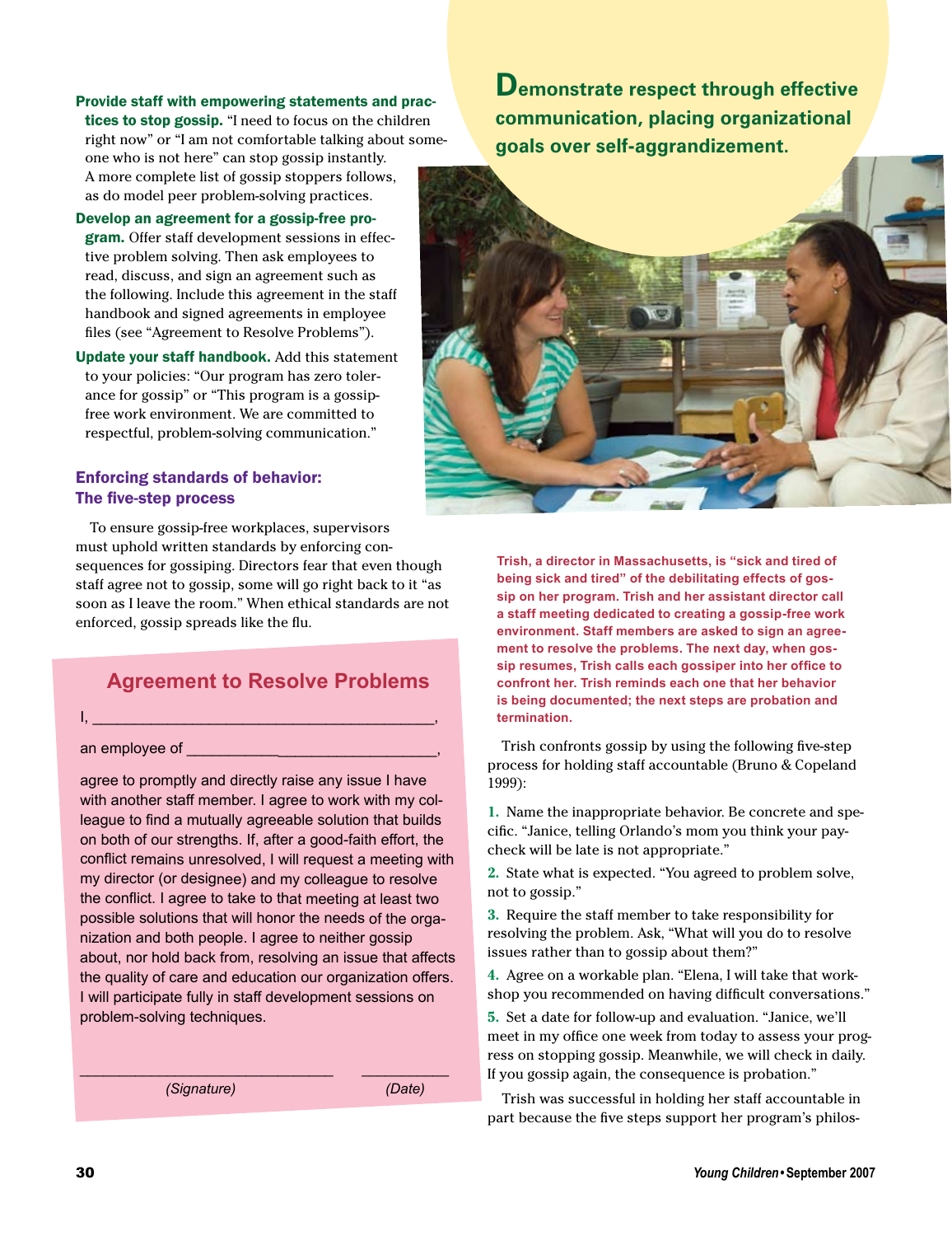**Provide staff with empowering statements and practices to stop gossip.** "I need to focus on the children right now" or "I am not comfortable talking about someone who is not here" can stop gossip instantly. A more complete list of gossip stoppers follows, as do model peer problem-solving practices.

**Develop an agreement for a gossip-free program.** Offer staff development sessions in effective problem solving. Then ask employees to read, discuss, and sign an agreement such as the following. Include this agreement in the staff handbook and signed agreements in employee files (see "Agreement to Resolve Problems").

**Update your staff handbook.** Add this statement to your policies: "Our program has zero tolerance for gossip" or "This program is a gossip-free work environment. We are committed to respectful, problem-solving communication."

**Demonstrate respect through effective communication, placing organizational goals over self-aggrandizement.**

### Enforcing standards of behavior: The five-step process

To ensure gossip-free workplaces, supervisors must uphold written standards by enforcing consequences for gossiping. Directors fear that even though staff agree not to gossip, some will go right back to it "as soon as I leave the room." When ethical standards are not enforced, gossip spreads like the flu.

## Agreement to Resolve Problems

I, ________________________________________,

an employee of ______________________________,

agree to promptly and directly raise any issue I have with another staff member. I agree to work with my colleague to find a mutually agreeable solution that builds on both of our strengths. If, after a good-faith effort, the conflict remains unresolved, I will request a meeting with my director (or designee) and my colleague to resolve the conflict. I agree to take to that meeting at least two possible solutions that will honor the needs of the organization and both people. I agree to neither gossip about, nor hold back from, resolving an issue that affects the quality of care and education our organization offers. I will participate fully in staff development sessions on problem-solving techniques.

______________________________ __________
*(Signature)* *(Date)*

**Trish, a director in Massachusetts, is "sick and tired of being sick and tired" of the debilitating effects of gossip on her program. Trish and her assistant director call a staff meeting dedicated to creating a gossip-free work environment. Staff members are asked to sign an agreement to resolve the problems. The next day, when gossip resumes, Trish calls each gossiper into her office to confront her. Trish reminds each one that her behavior is being documented; the next steps are probation and termination.**

Trish confronts gossip by using the following five-step process for holding staff accountable (Bruno & Copeland 1999):

1. Name the inappropriate behavior. Be concrete and specific. "Janice, telling Orlando's mom you think your paycheck will be late is not appropriate."
2. State what is expected. "You agreed to problem solve, not to gossip."
3. Require the staff member to take responsibility for resolving the problem. Ask, "What will you do to resolve issues rather than to gossip about them?"
4. Agree on a workable plan. "Elena, I will take that workshop you recommended on having difficult conversations."
5. Set a date for follow-up and evaluation. "Janice, we'll meet in my office one week from today to assess your progress on stopping gossip. Meanwhile, we will check in daily. If you gossip again, the consequence is probation."

Trish was successful in holding her staff accountable in part because the five steps support her program's philos-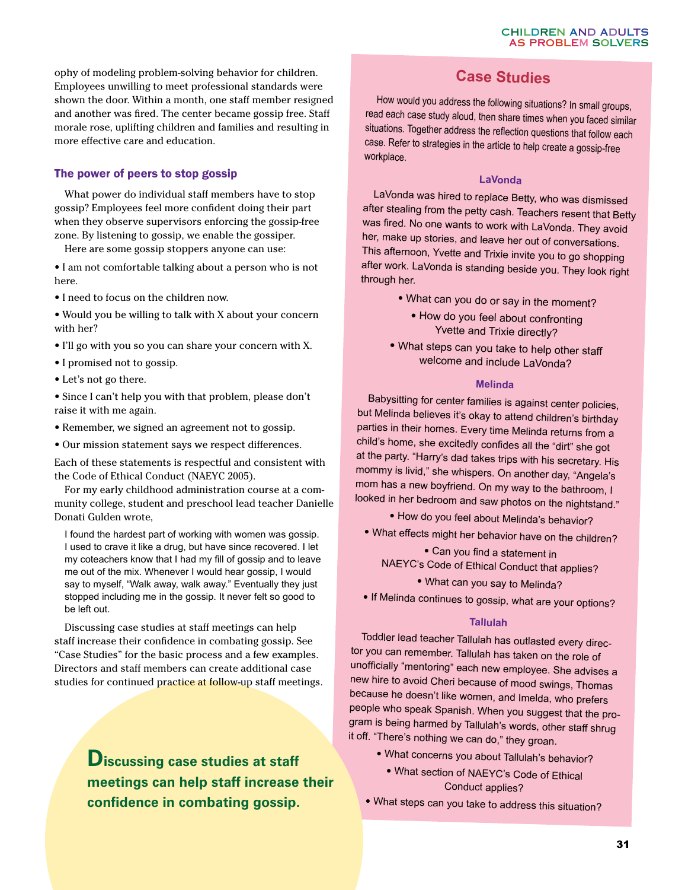ophy of modeling problem-solving behavior for children. Employees unwilling to meet professional standards were shown the door. Within a month, one staff member resigned and another was fired. The center became gossip free. Staff morale rose, uplifting children and families and resulting in more effective care and education.

### The power of peers to stop gossip

What power do individual staff members have to stop gossip? Employees feel more confident doing their part when they observe supervisors enforcing the gossip-free zone. By listening to gossip, we enable the gossiper.

Here are some gossip stoppers anyone can use:

- I am not comfortable talking about a person who is not here.
- I need to focus on the children now.
- Would you be willing to talk with X about your concern with her?
- I'll go with you so you can share your concern with X.
- I promised not to gossip.
- Let's not go there.
- Since I can't help you with that problem, please don't raise it with me again.
- Remember, we signed an agreement not to gossip.
- Our mission statement says we respect differences.

Each of these statements is respectful and consistent with the Code of Ethical Conduct (NAEYC 2005).

For my early childhood administration course at a community college, student and preschool lead teacher Danielle Donati Gulden wrote,

> I found the hardest part of working with women was gossip. I used to crave it like a drug, but have since recovered. I let my coteachers know that I had my fill of gossip and to leave me out of the mix. Whenever I would hear gossip, I would say to myself, "Walk away, walk away." Eventually they just stopped including me in the gossip. It never felt so good to be left out.

Discussing case studies at staff meetings can help staff increase their confidence in combating gossip. See "Case Studies" for the basic process and a few examples. Directors and staff members can create additional case studies for continued practice at follow-up staff meetings.

**Discussing case studies at staff meetings can help staff increase their confidence in combating gossip.**

## Case Studies

How would you address the following situations? In small groups, read each case study aloud, then share times when you faced similar situations. Together address the reflection questions that follow each case. Refer to strategies in the article to help create a gossip-free workplace.

### LaVonda

LaVonda was hired to replace Betty, who was dismissed after stealing from the petty cash. Teachers resent that Betty was fired. No one wants to work with LaVonda. They avoid her, make up stories, and leave her out of conversations. This afternoon, Yvette and Trixie invite you to go shopping after work. LaVonda is standing beside you. They look right through her.

- What can you do or say in the moment?
- How do you feel about confronting Yvette and Trixie directly?
- What steps can you take to help other staff welcome and include LaVonda?

### Melinda

Babysitting for center families is against center policies, but Melinda believes it's okay to attend children's birthday parties in their homes. Every time Melinda returns from a child's home, she excitedly confides all the "dirt" she got at the party. "Harry's dad takes trips with his secretary. His mommy is livid," she whispers. On another day, "Angela's mom has a new boyfriend. On my way to the bathroom, I looked in her bedroom and saw photos on the nightstand."

- How do you feel about Melinda's behavior?
- What effects might her behavior have on the children?
- Can you find a statement in NAEYC's Code of Ethical Conduct that applies?
- What can you say to Melinda?
- If Melinda continues to gossip, what are your options?

### Tallulah

Toddler lead teacher Tallulah has outlasted every director you can remember. Tallulah has taken on the role of unofficially "mentoring" each new employee. She advises a new hire to avoid Cheri because of mood swings, Thomas because he doesn't like women, and Imelda, who prefers people who speak Spanish. When you suggest that the program is being harmed by Tallulah's words, other staff shrug it off. "There's nothing we can do," they groan.

- What concerns you about Tallulah's behavior?
- What section of NAEYC's Code of Ethical Conduct applies?
- What steps can you take to address this situation?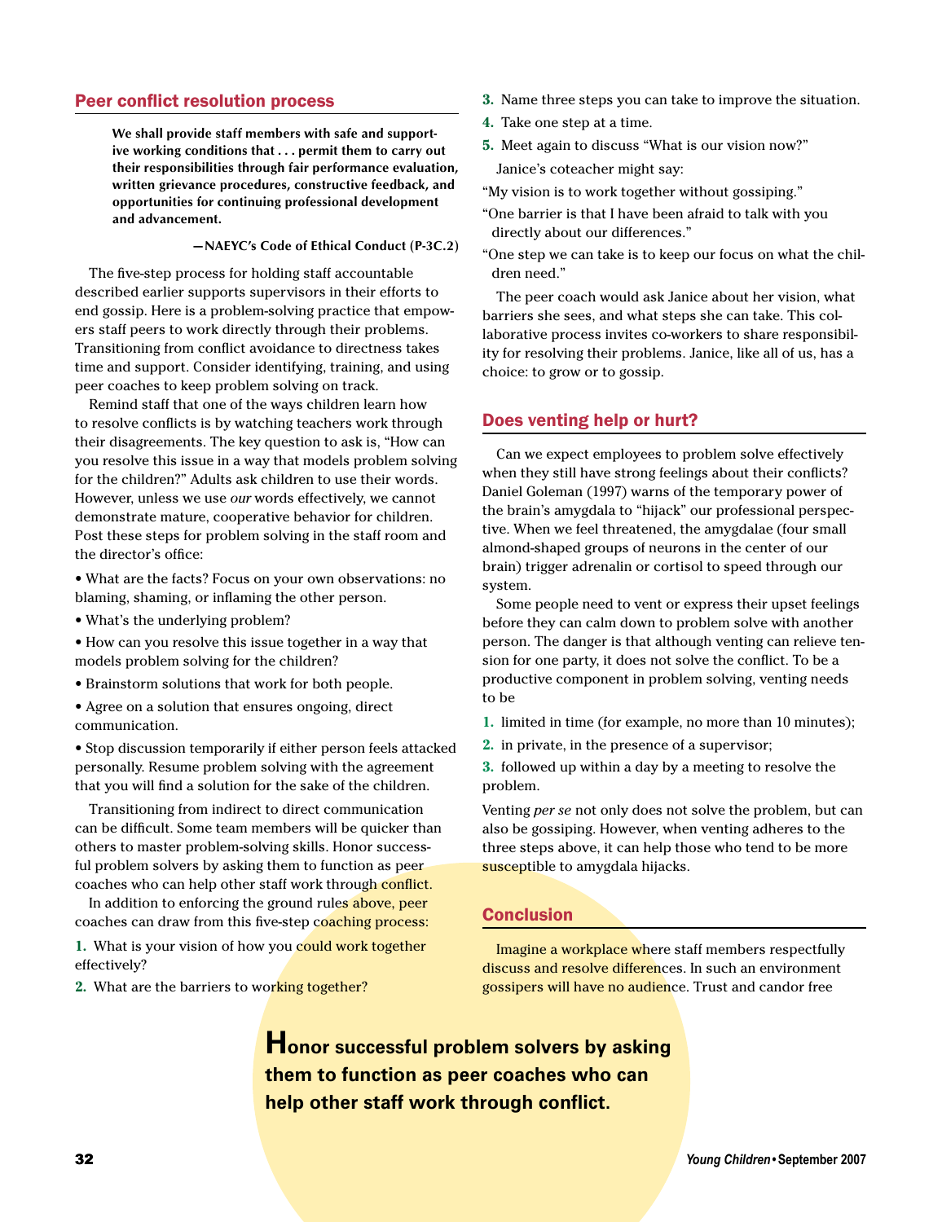## Peer conflict resolution process

> **We shall provide staff members with safe and supportive working conditions that . . . permit them to carry out their responsibilities through fair performance evaluation, written grievance procedures, constructive feedback, and opportunities for continuing professional development and advancement.**
>
> **—NAEYC's Code of Ethical Conduct (P-3C.2)**

The five-step process for holding staff accountable described earlier supports supervisors in their efforts to end gossip. Here is a problem-solving practice that empowers staff peers to work directly through their problems. Transitioning from conflict avoidance to directness takes time and support. Consider identifying, training, and using peer coaches to keep problem solving on track.

Remind staff that one of the ways children learn how to resolve conflicts is by watching teachers work through their disagreements. The key question to ask is, "How can you resolve this issue in a way that models problem solving for the children?" Adults ask children to use their words. However, unless we use *our* words effectively, we cannot demonstrate mature, cooperative behavior for children. Post these steps for problem solving in the staff room and the director's office:

- What are the facts? Focus on your own observations: no blaming, shaming, or inflaming the other person.
- What's the underlying problem?
- How can you resolve this issue together in a way that models problem solving for the children?
- Brainstorm solutions that work for both people.
- Agree on a solution that ensures ongoing, direct communication.
- Stop discussion temporarily if either person feels attacked personally. Resume problem solving with the agreement that you will find a solution for the sake of the children.

Transitioning from indirect to direct communication can be difficult. Some team members will be quicker than others to master problem-solving skills. Honor successful problem solvers by asking them to function as peer coaches who can help other staff work through conflict.

In addition to enforcing the ground rules above, peer coaches can draw from this five-step coaching process:

1. What is your vision of how you could work together effectively?
2. What are the barriers to working together?
3. Name three steps you can take to improve the situation.
4. Take one step at a time.
5. Meet again to discuss "What is our vision now?"

Janice's coteacher might say:

"My vision is to work together without gossiping."

"One barrier is that I have been afraid to talk with you directly about our differences."

"One step we can take is to keep our focus on what the children need."

The peer coach would ask Janice about her vision, what barriers she sees, and what steps she can take. This collaborative process invites co-workers to share responsibility for resolving their problems. Janice, like all of us, has a choice: to grow or to gossip.

## Does venting help or hurt?

Can we expect employees to problem solve effectively when they still have strong feelings about their conflicts? Daniel Goleman (1997) warns of the temporary power of the brain's amygdala to "hijack" our professional perspective. When we feel threatened, the amygdalae (four small almond-shaped groups of neurons in the center of our brain) trigger adrenalin or cortisol to speed through our system.

Some people need to vent or express their upset feelings before they can calm down to problem solve with another person. The danger is that although venting can relieve tension for one party, it does not solve the conflict. To be a productive component in problem solving, venting needs to be

1. limited in time (for example, no more than 10 minutes);
2. in private, in the presence of a supervisor;
3. followed up within a day by a meeting to resolve the problem.

Venting *per se* not only does not solve the problem, but can also be gossiping. However, when venting adheres to the three steps above, it can help those who tend to be more susceptible to amygdala hijacks.

## Conclusion

Imagine a workplace where staff members respectfully discuss and resolve differences. In such an environment gossipers will have no audience. Trust and candor free

**Honor successful problem solvers by asking them to function as peer coaches who can help other staff work through conflict.**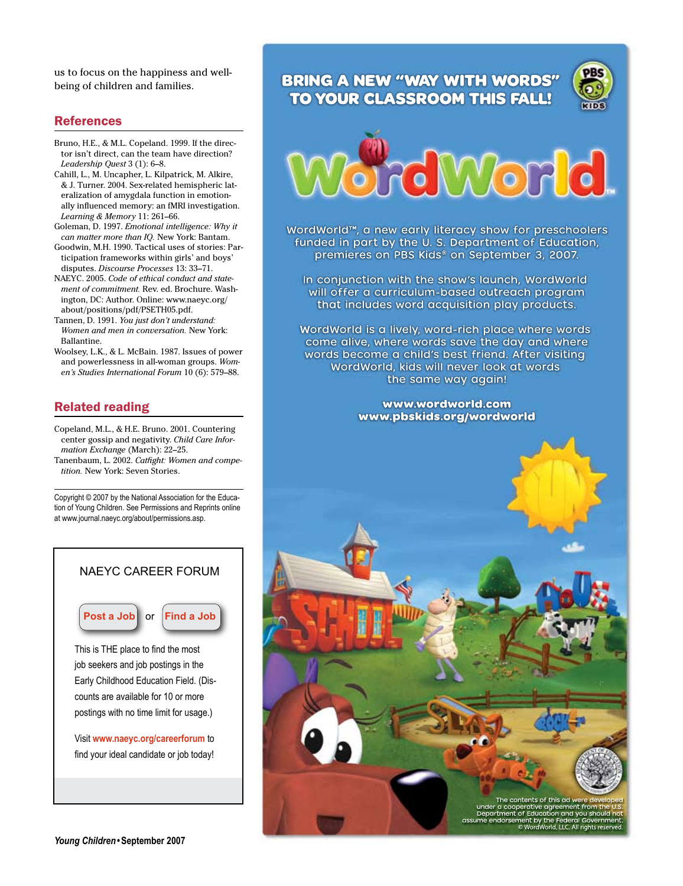us to focus on the happiness and well-being of children and families.

## References

Bruno, H.E., & M.L. Copeland. 1999. If the director isn't direct, can the team have direction? *Leadership Quest* 3 (1): 6–8.

Cahill, L., M. Uncapher, L. Kilpatrick, M. Alkire, & J. Turner. 2004. Sex-related hemispheric lateralization of amygdala function in emotionally influenced memory: an fMRI investigation. *Learning & Memory* 11: 261–66.

Goleman, D. 1997. *Emotional intelligence: Why it can matter more than IQ.* New York: Bantam.

Goodwin, M.H. 1990. Tactical uses of stories: Participation frameworks within girls' and boys' disputes. *Discourse Processes* 13: 33–71.

NAEYC. 2005. *Code of ethical conduct and statement of commitment.* Rev. ed. Brochure. Washington, DC: Author. Online: www.naeyc.org/about/positions/pdf/PSETH05.pdf.

Tannen, D. 1991. *You just don't understand: Women and men in conversation.* New York: Ballantine.

Woolsey, L.K., & L. McBain. 1987. Issues of power and powerlessness in all-woman groups. *Women's Studies International Forum* 10 (6): 579–88.

## Related reading

Copeland, M.L., & H.E. Bruno. 2001. Countering center gossip and negativity. *Child Care Information Exchange* (March): 22–25.

Tanenbaum, L. 2002. *Catfight: Women and competition.* New York: Seven Stories.

Copyright © 2007 by the National Association for the Education of Young Children. See Permissions and Reprints online at www.journal.naeyc.org/about/permissions.asp.

NAEYC CAREER FORUM

Post a Job or Find a Job

This is THE place to find the most job seekers and job postings in the Early Childhood Education Field. (Discounts are available for 10 or more postings with no time limit for usage.)

Visit www.naeyc.org/careerforum to find your ideal candidate or job today!

BRING A NEW "WAY WITH WORDS" TO YOUR CLASSROOM THIS FALL!

WordWorld

WordWorld™, a new early literacy show for preschoolers funded in part by the U. S. Department of Education, premieres on PBS Kids® on September 3, 2007.

In conjunction with the show's launch, WordWorld will offer a curriculum-based outreach program that includes word acquisition play products.

WordWorld is a lively, word-rich place where words come alive, where words save the day and where words become a child's best friend. After visiting WordWorld, kids will never look at words the same way again!

www.wordworld.com
www.pbskids.org/wordworld

The contents of this ad were developed under a cooperative agreement from the U.S. Department of Education and you should not assume endorsement by the Federal Government. © WordWorld, LLC. All rights reserved.